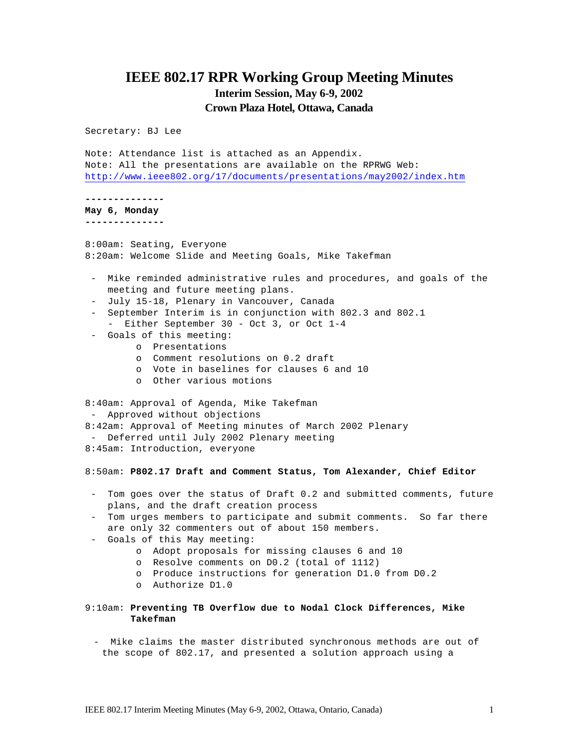# IEEE 802.17 RPR Working Group Meeting Minutes

### Interim Session, May 6-9, 2002
### Crown Plaza Hotel, Ottawa, Canada

Secretary: BJ Lee

Note: Attendance list is attached as an Appendix.
Note: All the presentations are available on the RPRWG Web:
http://www.ieee802.org/17/documents/presentations/may2002/index.htm

---

**May 6, Monday**

---

8:00am: Seating, Everyone
8:20am: Welcome Slide and Meeting Goals, Mike Takefman

- Mike reminded administrative rules and procedures, and goals of the meeting and future meeting plans.
- July 15-18, Plenary in Vancouver, Canada
- September Interim is in conjunction with 802.3 and 802.1
  - Either September 30 - Oct 3, or Oct 1-4
- Goals of this meeting:
  - o Presentations
  - o Comment resolutions on 0.2 draft
  - o Vote in baselines for clauses 6 and 10
  - o Other various motions

8:40am: Approval of Agenda, Mike Takefman
- Approved without objections

8:42am: Approval of Meeting minutes of March 2002 Plenary
- Deferred until July 2002 Plenary meeting

8:45am: Introduction, everyone

8:50am: **P802.17 Draft and Comment Status, Tom Alexander, Chief Editor**

- Tom goes over the status of Draft 0.2 and submitted comments, future plans, and the draft creation process
- Tom urges members to participate and submit comments. So far there are only 32 commenters out of about 150 members.
- Goals of this May meeting:
  - o Adopt proposals for missing clauses 6 and 10
  - o Resolve comments on D0.2 (total of 1112)
  - o Produce instructions for generation D1.0 from D0.2
  - o Authorize D1.0

9:10am: **Preventing TB Overflow due to Nodal Clock Differences, Mike Takefman**

- Mike claims the master distributed synchronous methods are out of the scope of 802.17, and presented a solution approach using a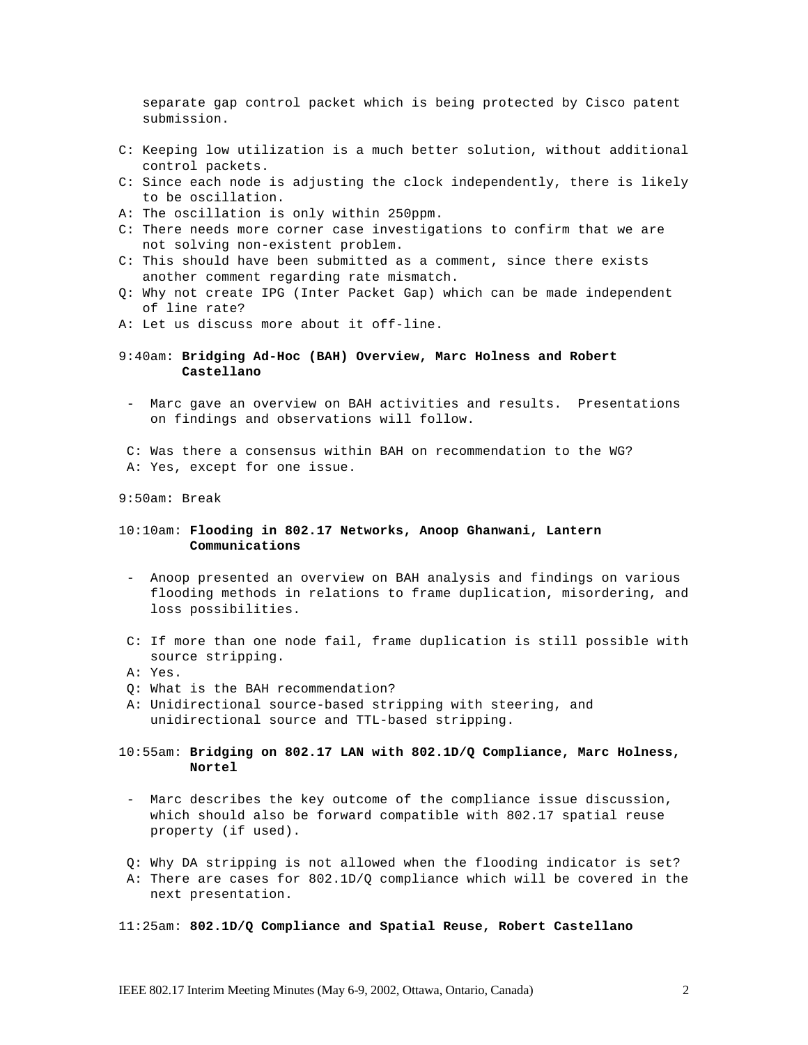separate gap control packet which is being protected by Cisco patent submission.

C: Keeping low utilization is a much better solution, without additional control packets.
C: Since each node is adjusting the clock independently, there is likely to be oscillation.
A: The oscillation is only within 250ppm.
C: There needs more corner case investigations to confirm that we are not solving non-existent problem.
C: This should have been submitted as a comment, since there exists another comment regarding rate mismatch.
Q: Why not create IPG (Inter Packet Gap) which can be made independent of line rate?
A: Let us discuss more about it off-line.

9:40am: **Bridging Ad-Hoc (BAH) Overview, Marc Holness and Robert Castellano**

- Marc gave an overview on BAH activities and results. Presentations on findings and observations will follow.

C: Was there a consensus within BAH on recommendation to the WG?
A: Yes, except for one issue.

9:50am: Break

10:10am: **Flooding in 802.17 Networks, Anoop Ghanwani, Lantern Communications**

- Anoop presented an overview on BAH analysis and findings on various flooding methods in relations to frame duplication, misordering, and loss possibilities.

C: If more than one node fail, frame duplication is still possible with source stripping.
A: Yes.
Q: What is the BAH recommendation?
A: Unidirectional source-based stripping with steering, and unidirectional source and TTL-based stripping.

10:55am: **Bridging on 802.17 LAN with 802.1D/Q Compliance, Marc Holness, Nortel**

- Marc describes the key outcome of the compliance issue discussion, which should also be forward compatible with 802.17 spatial reuse property (if used).

Q: Why DA stripping is not allowed when the flooding indicator is set?
A: There are cases for 802.1D/Q compliance which will be covered in the next presentation.

11:25am: **802.1D/Q Compliance and Spatial Reuse, Robert Castellano**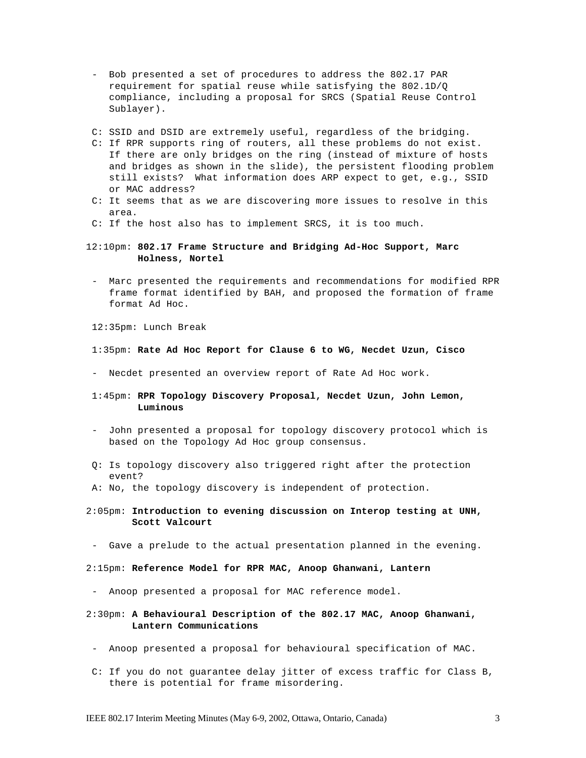- Bob presented a set of procedures to address the 802.17 PAR requirement for spatial reuse while satisfying the 802.1D/Q compliance, including a proposal for SRCS (Spatial Reuse Control Sublayer).

C: SSID and DSID are extremely useful, regardless of the bridging.
C: If RPR supports ring of routers, all these problems do not exist. If there are only bridges on the ring (instead of mixture of hosts and bridges as shown in the slide), the persistent flooding problem still exists? What information does ARP expect to get, e.g., SSID or MAC address?
C: It seems that as we are discovering more issues to resolve in this area.
C: If the host also has to implement SRCS, it is too much.

12:10pm: **802.17 Frame Structure and Bridging Ad-Hoc Support, Marc Holness, Nortel**

- Marc presented the requirements and recommendations for modified RPR frame format identified by BAH, and proposed the formation of frame format Ad Hoc.

12:35pm: Lunch Break

1:35pm: **Rate Ad Hoc Report for Clause 6 to WG, Necdet Uzun, Cisco**

- Necdet presented an overview report of Rate Ad Hoc work.

1:45pm: **RPR Topology Discovery Proposal, Necdet Uzun, John Lemon, Luminous**

- John presented a proposal for topology discovery protocol which is based on the Topology Ad Hoc group consensus.

Q: Is topology discovery also triggered right after the protection event?
A: No, the topology discovery is independent of protection.

2:05pm: **Introduction to evening discussion on Interop testing at UNH, Scott Valcourt**

- Gave a prelude to the actual presentation planned in the evening.

2:15pm: **Reference Model for RPR MAC, Anoop Ghanwani, Lantern**

- Anoop presented a proposal for MAC reference model.

2:30pm: **A Behavioural Description of the 802.17 MAC, Anoop Ghanwani, Lantern Communications**

- Anoop presented a proposal for behavioural specification of MAC.

C: If you do not guarantee delay jitter of excess traffic for Class B, there is potential for frame misordering.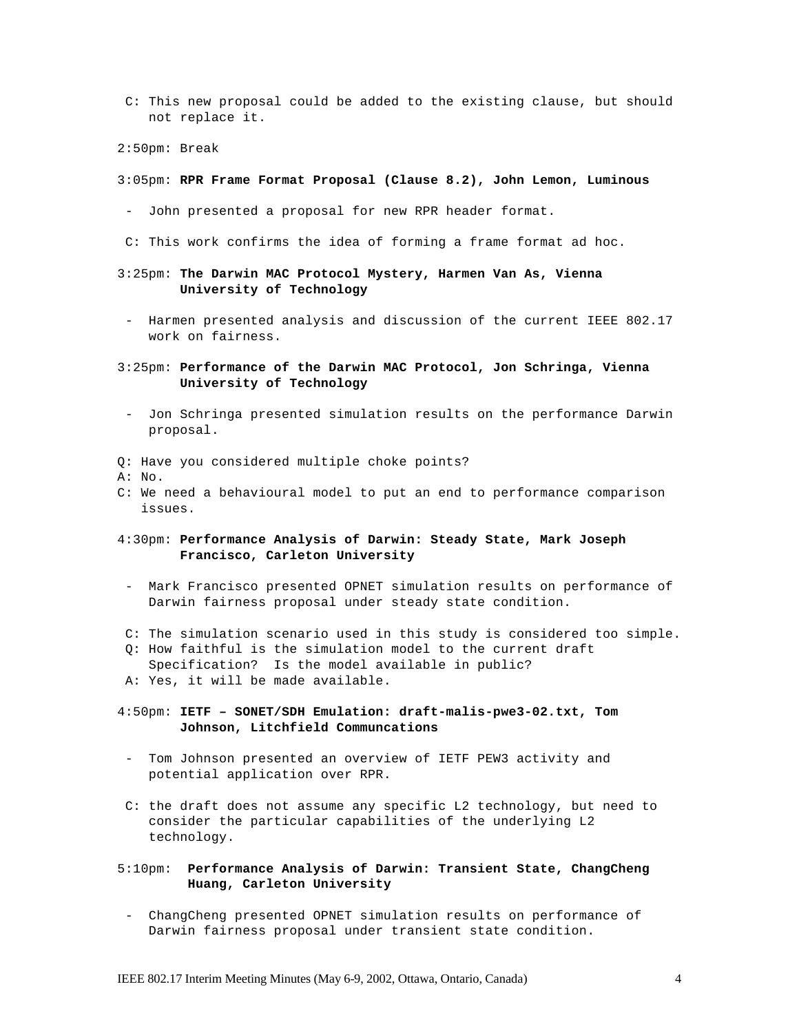C: This new proposal could be added to the existing clause, but should not replace it.

2:50pm: Break

3:05pm: **RPR Frame Format Proposal (Clause 8.2), John Lemon, Luminous**

- John presented a proposal for new RPR header format.

C: This work confirms the idea of forming a frame format ad hoc.

3:25pm: **The Darwin MAC Protocol Mystery, Harmen Van As, Vienna University of Technology**

- Harmen presented analysis and discussion of the current IEEE 802.17 work on fairness.

3:25pm: **Performance of the Darwin MAC Protocol, Jon Schringa, Vienna University of Technology**

- Jon Schringa presented simulation results on the performance Darwin proposal.

Q: Have you considered multiple choke points?
A: No.
C: We need a behavioural model to put an end to performance comparison issues.

4:30pm: **Performance Analysis of Darwin: Steady State, Mark Joseph Francisco, Carleton University**

- Mark Francisco presented OPNET simulation results on performance of Darwin fairness proposal under steady state condition.

C: The simulation scenario used in this study is considered too simple.
Q: How faithful is the simulation model to the current draft Specification? Is the model available in public?
A: Yes, it will be made available.

4:50pm: **IETF – SONET/SDH Emulation: draft-malis-pwe3-02.txt, Tom Johnson, Litchfield Communcations**

- Tom Johnson presented an overview of IETF PEW3 activity and potential application over RPR.

C: the draft does not assume any specific L2 technology, but need to consider the particular capabilities of the underlying L2 technology.

5:10pm: **Performance Analysis of Darwin: Transient State, ChangCheng Huang, Carleton University**

- ChangCheng presented OPNET simulation results on performance of Darwin fairness proposal under transient state condition.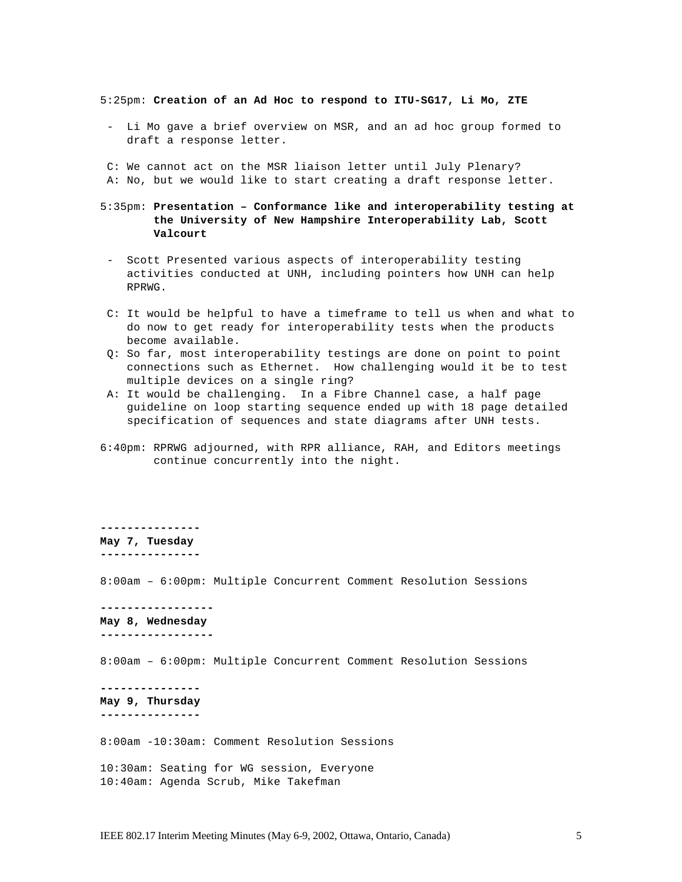5:25pm: **Creation of an Ad Hoc to respond to ITU-SG17, Li Mo, ZTE**

- Li Mo gave a brief overview on MSR, and an ad hoc group formed to draft a response letter.

C: We cannot act on the MSR liaison letter until July Plenary?
A: No, but we would like to start creating a draft response letter.

5:35pm: **Presentation – Conformance like and interoperability testing at the University of New Hampshire Interoperability Lab, Scott Valcourt**

- Scott Presented various aspects of interoperability testing activities conducted at UNH, including pointers how UNH can help RPRWG.

C: It would be helpful to have a timeframe to tell us when and what to do now to get ready for interoperability tests when the products become available.
Q: So far, most interoperability testings are done on point to point connections such as Ethernet. How challenging would it be to test multiple devices on a single ring?
A: It would be challenging. In a Fibre Channel case, a half page guideline on loop starting sequence ended up with 18 page detailed specification of sequences and state diagrams after UNH tests.

6:40pm: RPRWG adjourned, with RPR alliance, RAH, and Editors meetings continue concurrently into the night.

---------------
**May 7, Tuesday**
---------------

8:00am – 6:00pm: Multiple Concurrent Comment Resolution Sessions

-----------------
**May 8, Wednesday**
-----------------

8:00am – 6:00pm: Multiple Concurrent Comment Resolution Sessions

---------------
**May 9, Thursday**
---------------

8:00am -10:30am: Comment Resolution Sessions

10:30am: Seating for WG session, Everyone
10:40am: Agenda Scrub, Mike Takefman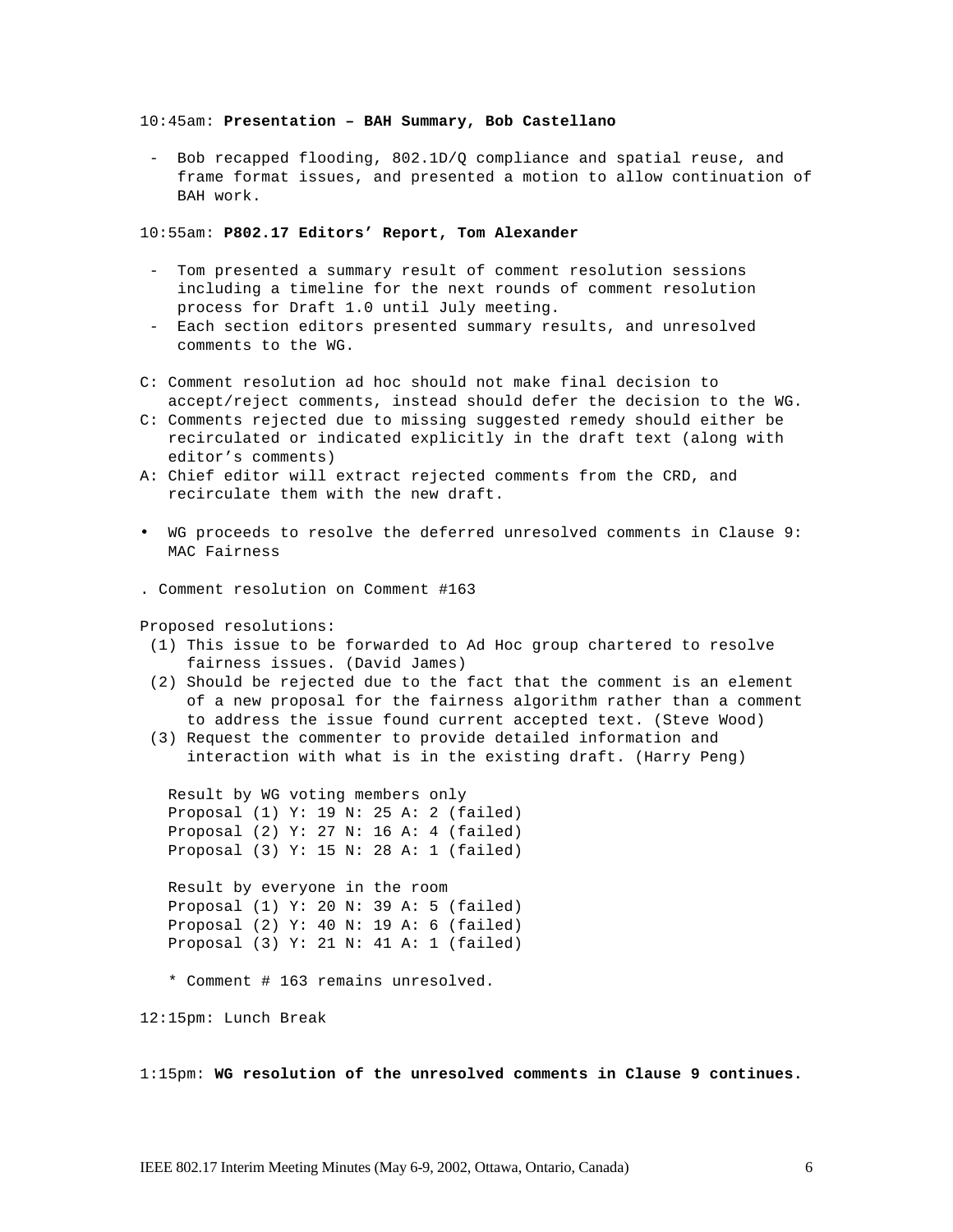10:45am: **Presentation – BAH Summary, Bob Castellano**

- Bob recapped flooding, 802.1D/Q compliance and spatial reuse, and frame format issues, and presented a motion to allow continuation of BAH work.

10:55am: **P802.17 Editors' Report, Tom Alexander**

- Tom presented a summary result of comment resolution sessions including a timeline for the next rounds of comment resolution process for Draft 1.0 until July meeting.
- Each section editors presented summary results, and unresolved comments to the WG.

C: Comment resolution ad hoc should not make final decision to accept/reject comments, instead should defer the decision to the WG.

C: Comments rejected due to missing suggested remedy should either be recirculated or indicated explicitly in the draft text (along with editor's comments)

A: Chief editor will extract rejected comments from the CRD, and recirculate them with the new draft.

- WG proceeds to resolve the deferred unresolved comments in Clause 9: MAC Fairness

. Comment resolution on Comment #163

Proposed resolutions:

(1) This issue to be forwarded to Ad Hoc group chartered to resolve fairness issues. (David James)
(2) Should be rejected due to the fact that the comment is an element of a new proposal for the fairness algorithm rather than a comment to address the issue found current accepted text. (Steve Wood)
(3) Request the commenter to provide detailed information and interaction with what is in the existing draft. (Harry Peng)

Result by WG voting members only
Proposal (1) Y: 19 N: 25 A: 2 (failed)
Proposal (2) Y: 27 N: 16 A: 4 (failed)
Proposal (3) Y: 15 N: 28 A: 1 (failed)

Result by everyone in the room
Proposal (1) Y: 20 N: 39 A: 5 (failed)
Proposal (2) Y: 40 N: 19 A: 6 (failed)
Proposal (3) Y: 21 N: 41 A: 1 (failed)

* Comment # 163 remains unresolved.

12:15pm: Lunch Break

1:15pm: **WG resolution of the unresolved comments in Clause 9 continues.**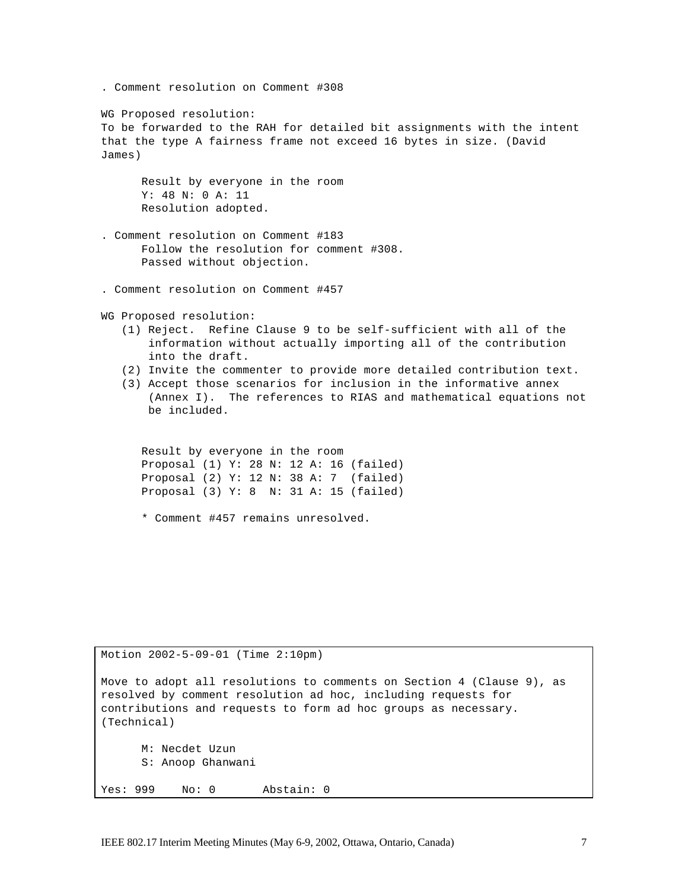. Comment resolution on Comment #308

WG Proposed resolution:
To be forwarded to the RAH for detailed bit assignments with the intent that the type A fairness frame not exceed 16 bytes in size. (David James)

Result by everyone in the room
Y: 48 N: 0 A: 11
Resolution adopted.

. Comment resolution on Comment #183
Follow the resolution for comment #308.
Passed without objection.

. Comment resolution on Comment #457

WG Proposed resolution:

(1) Reject. Refine Clause 9 to be self-sufficient with all of the information without actually importing all of the contribution into the draft.
(2) Invite the commenter to provide more detailed contribution text.
(3) Accept those scenarios for inclusion in the informative annex (Annex I). The references to RIAS and mathematical equations not be included.

Result by everyone in the room
Proposal (1) Y: 28 N: 12 A: 16 (failed)
Proposal (2) Y: 12 N: 38 A: 7 (failed)
Proposal (3) Y: 8 N: 31 A: 15 (failed)

* Comment #457 remains unresolved.

Motion 2002-5-09-01 (Time 2:10pm)

Move to adopt all resolutions to comments on Section 4 (Clause 9), as resolved by comment resolution ad hoc, including requests for contributions and requests to form ad hoc groups as necessary. (Technical)

M: Necdet Uzun
S: Anoop Ghanwani

Yes: 999 No: 0 Abstain: 0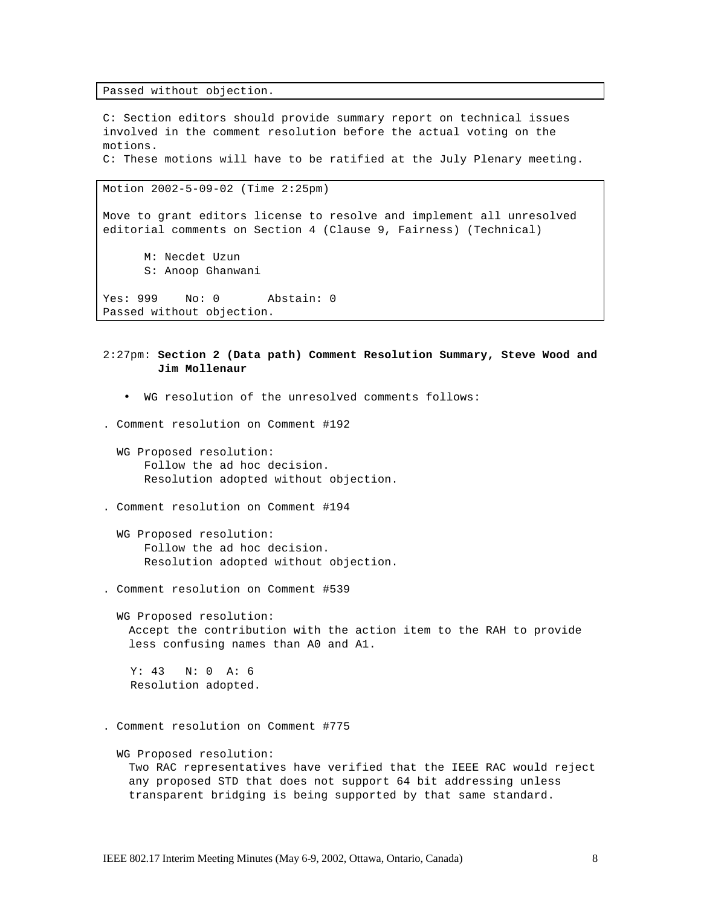Passed without objection.

C: Section editors should provide summary report on technical issues involved in the comment resolution before the actual voting on the motions.
C: These motions will have to be ratified at the July Plenary meeting.

Motion 2002-5-09-02 (Time 2:25pm)

Move to grant editors license to resolve and implement all unresolved editorial comments on Section 4 (Clause 9, Fairness) (Technical)

M: Necdet Uzun
S: Anoop Ghanwani

Yes: 999 No: 0 Abstain: 0
Passed without objection.

2:27pm: **Section 2 (Data path) Comment Resolution Summary, Steve Wood and Jim Mollenaur**

- WG resolution of the unresolved comments follows:

. Comment resolution on Comment #192

WG Proposed resolution:
Follow the ad hoc decision.
Resolution adopted without objection.

. Comment resolution on Comment #194

WG Proposed resolution:
Follow the ad hoc decision.
Resolution adopted without objection.

. Comment resolution on Comment #539

WG Proposed resolution:
Accept the contribution with the action item to the RAH to provide less confusing names than A0 and A1.

Y: 43 N: 0 A: 6
Resolution adopted.

. Comment resolution on Comment #775

WG Proposed resolution:
Two RAC representatives have verified that the IEEE RAC would reject any proposed STD that does not support 64 bit addressing unless transparent bridging is being supported by that same standard.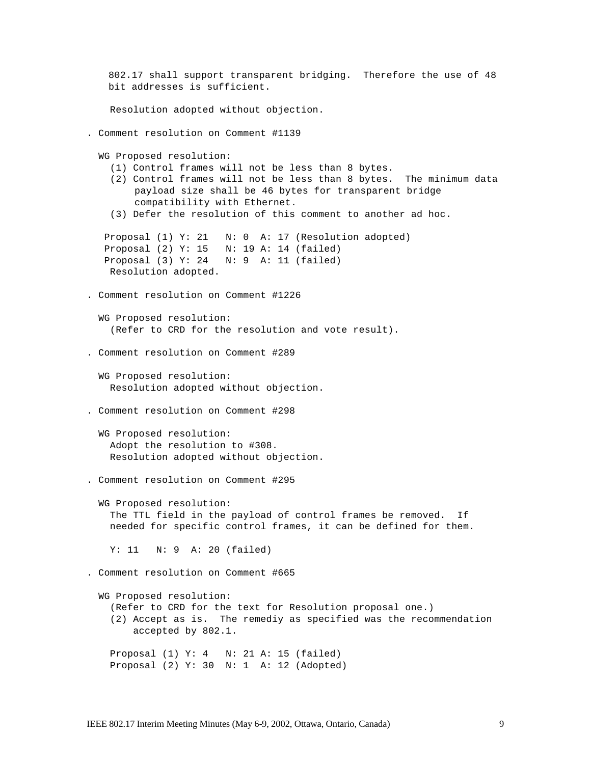802.17 shall support transparent bridging. Therefore the use of 48 bit addresses is sufficient.

Resolution adopted without objection.

. Comment resolution on Comment #1139

WG Proposed resolution:

(1) Control frames will not be less than 8 bytes.
(2) Control frames will not be less than 8 bytes. The minimum data payload size shall be 46 bytes for transparent bridge compatibility with Ethernet.
(3) Defer the resolution of this comment to another ad hoc.

Proposal (1) Y: 21 N: 0 A: 17 (Resolution adopted)
Proposal (2) Y: 15 N: 19 A: 14 (failed)
Proposal (3) Y: 24 N: 9 A: 11 (failed)
Resolution adopted.

. Comment resolution on Comment #1226

WG Proposed resolution:
(Refer to CRD for the resolution and vote result).

. Comment resolution on Comment #289

WG Proposed resolution:
Resolution adopted without objection.

. Comment resolution on Comment #298

WG Proposed resolution:
Adopt the resolution to #308.
Resolution adopted without objection.

. Comment resolution on Comment #295

WG Proposed resolution:
The TTL field in the payload of control frames be removed. If needed for specific control frames, it can be defined for them.

Y: 11 N: 9 A: 20 (failed)

. Comment resolution on Comment #665

WG Proposed resolution:

(Refer to CRD for the text for Resolution proposal one.)
(2) Accept as is. The remediy as specified was the recommendation accepted by 802.1.

Proposal (1) Y: 4 N: 21 A: 15 (failed)
Proposal (2) Y: 30 N: 1 A: 12 (Adopted)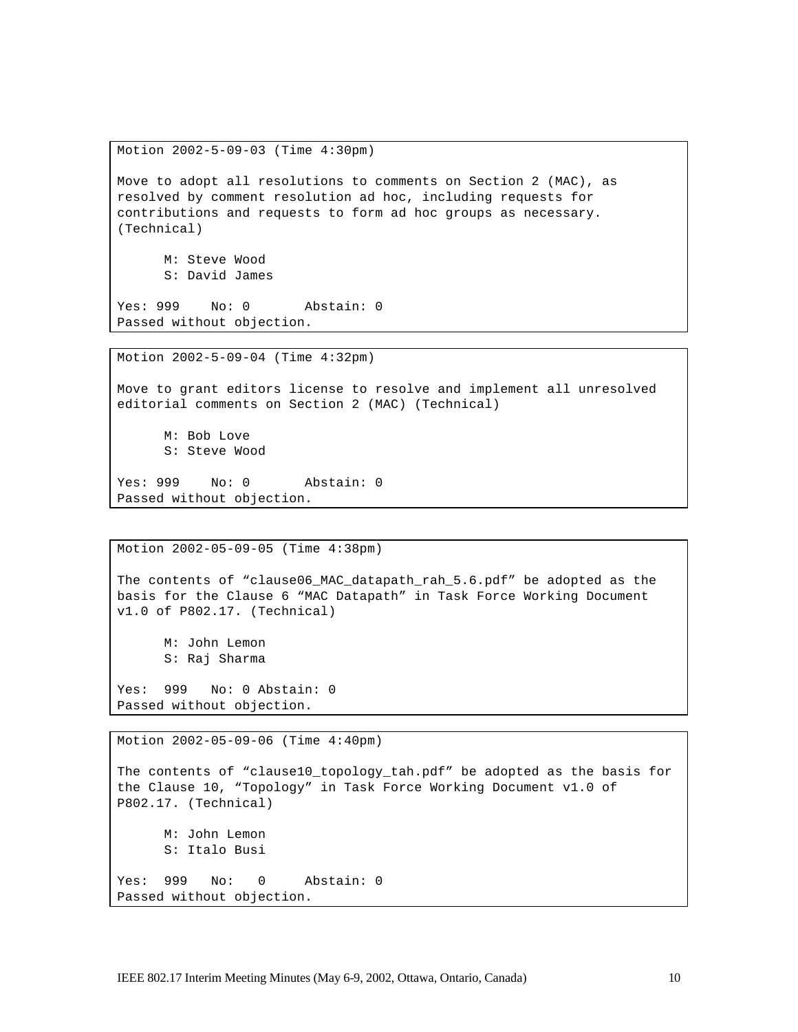```
Motion 2002-5-09-03 (Time 4:30pm)

Move to adopt all resolutions to comments on Section 2 (MAC), as
resolved by comment resolution ad hoc, including requests for
contributions and requests to form ad hoc groups as necessary.
(Technical)

      M: Steve Wood
      S: David James

Yes: 999    No: 0       Abstain: 0
Passed without objection.
```

```
Motion 2002-5-09-04 (Time 4:32pm)

Move to grant editors license to resolve and implement all unresolved
editorial comments on Section 2 (MAC) (Technical)

      M: Bob Love
      S: Steve Wood

Yes: 999    No: 0       Abstain: 0
Passed without objection.
```

```
Motion 2002-05-09-05 (Time 4:38pm)

The contents of "clause06_MAC_datapath_rah_5.6.pdf" be adopted as the
basis for the Clause 6 "MAC Datapath" in Task Force Working Document
v1.0 of P802.17. (Technical)

      M: John Lemon
      S: Raj Sharma

Yes:  999   No: 0 Abstain: 0
Passed without objection.
```

```
Motion 2002-05-09-06 (Time 4:40pm)

The contents of "clause10_topology_tah.pdf" be adopted as the basis for
the Clause 10, "Topology" in Task Force Working Document v1.0 of
P802.17. (Technical)

      M: John Lemon
      S: Italo Busi

Yes:  999   No:   0     Abstain: 0
Passed without objection.
```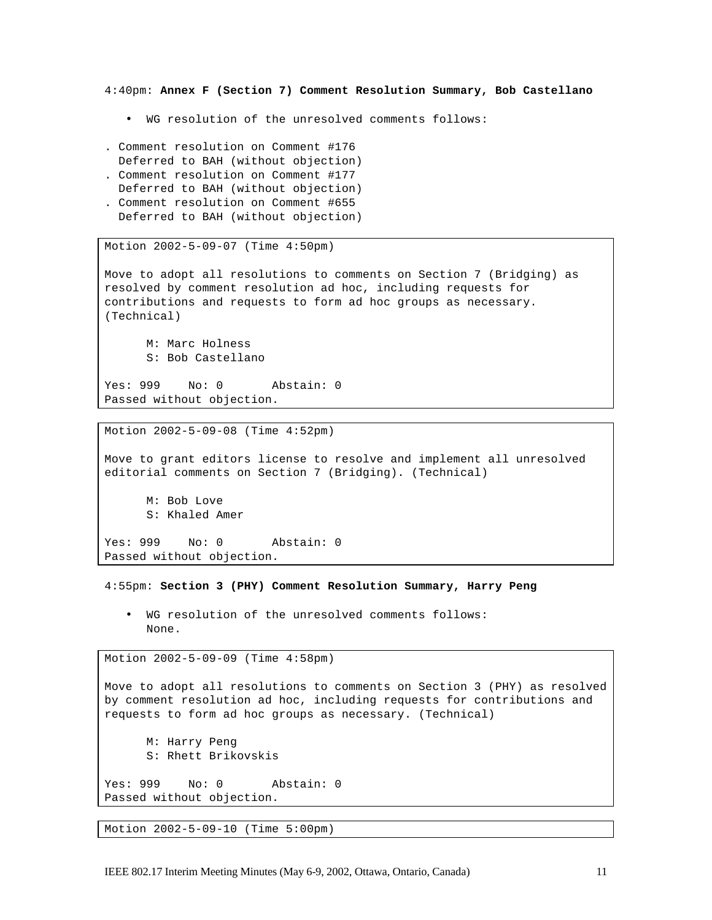4:40pm: **Annex F (Section 7) Comment Resolution Summary, Bob Castellano**

- WG resolution of the unresolved comments follows:

. Comment resolution on Comment #176
  Deferred to BAH (without objection)
. Comment resolution on Comment #177
  Deferred to BAH (without objection)
. Comment resolution on Comment #655
  Deferred to BAH (without objection)

Motion 2002-5-09-07 (Time 4:50pm)

Move to adopt all resolutions to comments on Section 7 (Bridging) as resolved by comment resolution ad hoc, including requests for contributions and requests to form ad hoc groups as necessary. (Technical)

M: Marc Holness
S: Bob Castellano

Yes: 999 No: 0 Abstain: 0
Passed without objection.

Motion 2002-5-09-08 (Time 4:52pm)

Move to grant editors license to resolve and implement all unresolved editorial comments on Section 7 (Bridging). (Technical)

M: Bob Love
S: Khaled Amer

Yes: 999 No: 0 Abstain: 0
Passed without objection.

4:55pm: **Section 3 (PHY) Comment Resolution Summary, Harry Peng**

- WG resolution of the unresolved comments follows:
  None.

Motion 2002-5-09-09 (Time 4:58pm)

Move to adopt all resolutions to comments on Section 3 (PHY) as resolved by comment resolution ad hoc, including requests for contributions and requests to form ad hoc groups as necessary. (Technical)

M: Harry Peng
S: Rhett Brikovskis

Yes: 999 No: 0 Abstain: 0
Passed without objection.

Motion 2002-5-09-10 (Time 5:00pm)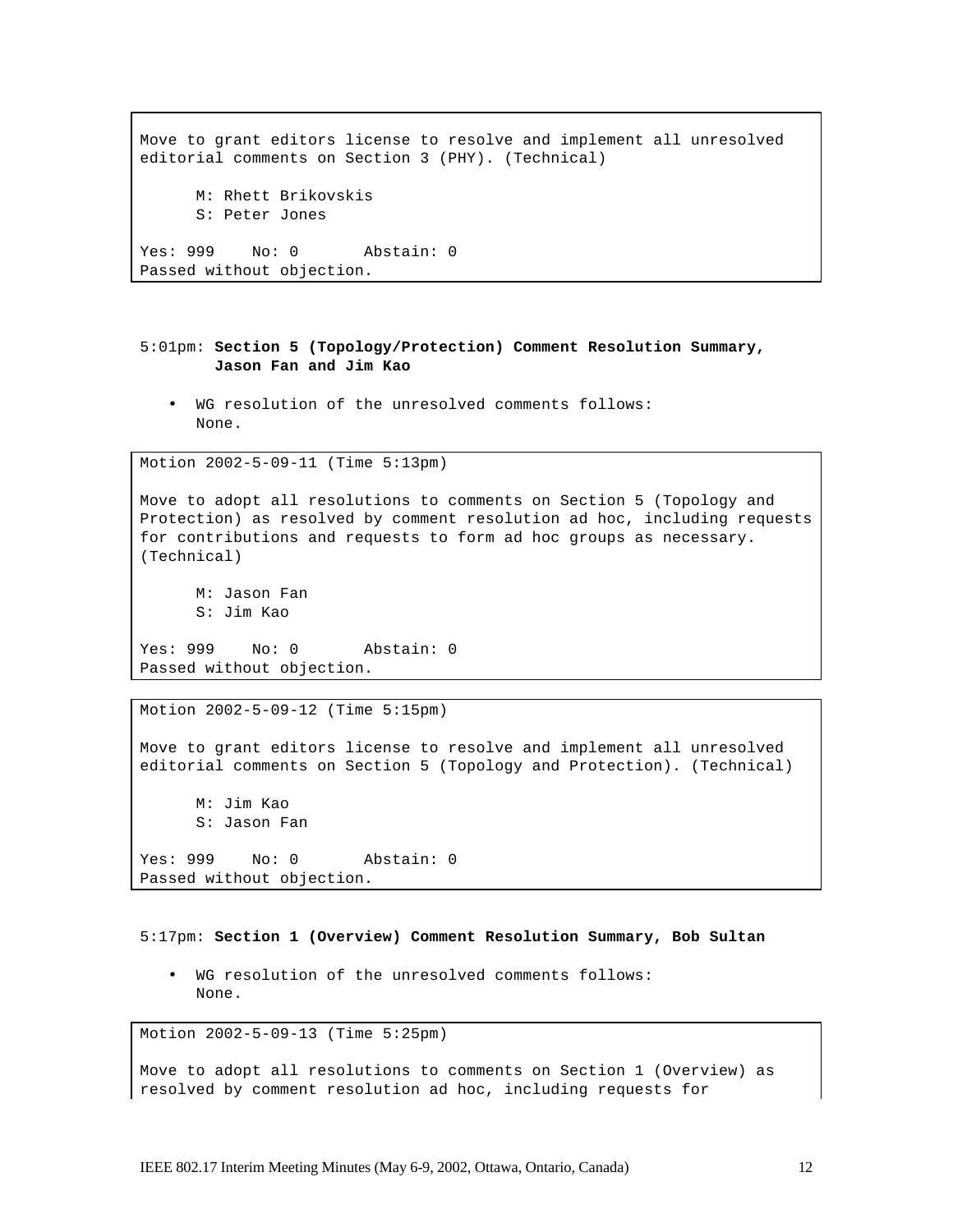```
Move to grant editors license to resolve and implement all unresolved
editorial comments on Section 3 (PHY). (Technical)

      M: Rhett Brikovskis
      S: Peter Jones

Yes: 999    No: 0       Abstain: 0
Passed without objection.
```

5:01pm: **Section 5 (Topology/Protection) Comment Resolution Summary, Jason Fan and Jim Kao**

- WG resolution of the unresolved comments follows:
  None.

```
Motion 2002-5-09-11 (Time 5:13pm)

Move to adopt all resolutions to comments on Section 5 (Topology and
Protection) as resolved by comment resolution ad hoc, including requests
for contributions and requests to form ad hoc groups as necessary.
(Technical)

      M: Jason Fan
      S: Jim Kao

Yes: 999    No: 0       Abstain: 0
Passed without objection.
```

```
Motion 2002-5-09-12 (Time 5:15pm)

Move to grant editors license to resolve and implement all unresolved
editorial comments on Section 5 (Topology and Protection). (Technical)

      M: Jim Kao
      S: Jason Fan

Yes: 999    No: 0       Abstain: 0
Passed without objection.
```

5:17pm: **Section 1 (Overview) Comment Resolution Summary, Bob Sultan**

- WG resolution of the unresolved comments follows:
  None.

```
Motion 2002-5-09-13 (Time 5:25pm)

Move to adopt all resolutions to comments on Section 1 (Overview) as
resolved by comment resolution ad hoc, including requests for
```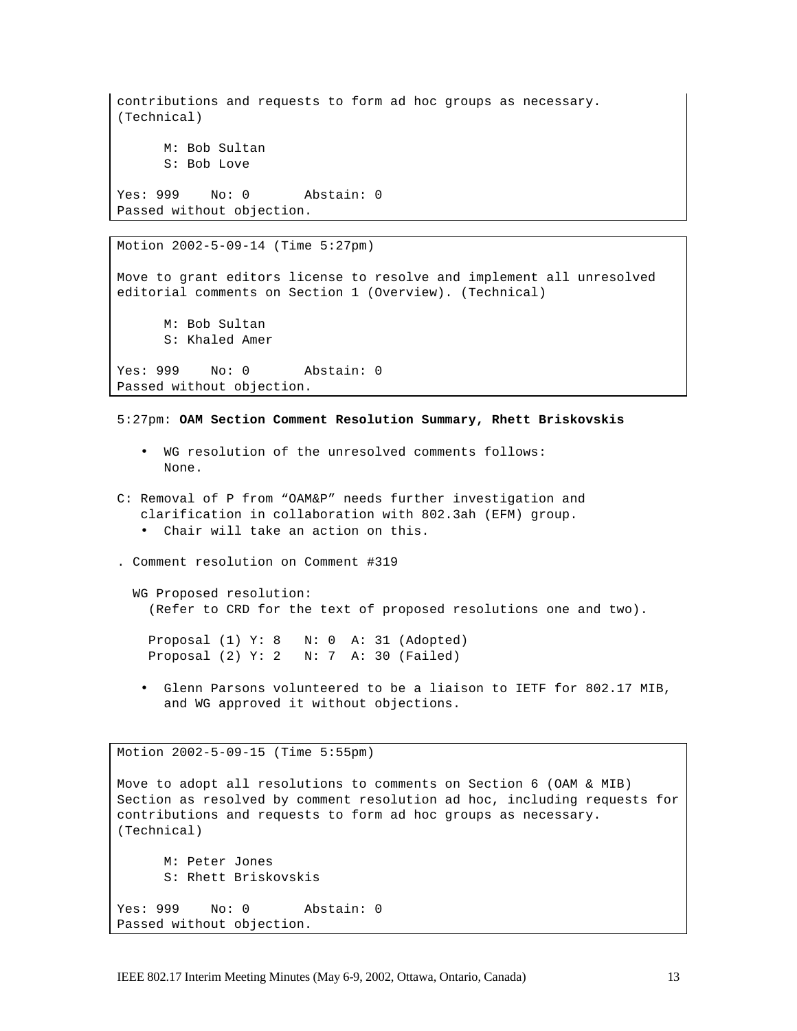contributions and requests to form ad hoc groups as necessary. (Technical)

M: Bob Sultan
S: Bob Love

Yes: 999 No: 0 Abstain: 0
Passed without objection.

Motion 2002-5-09-14 (Time 5:27pm)

Move to grant editors license to resolve and implement all unresolved editorial comments on Section 1 (Overview). (Technical)

M: Bob Sultan
S: Khaled Amer

Yes: 999 No: 0 Abstain: 0
Passed without objection.

5:27pm: **OAM Section Comment Resolution Summary, Rhett Briskovskis**

- WG resolution of the unresolved comments follows:
  None.

C: Removal of P from “OAM&P” needs further investigation and clarification in collaboration with 802.3ah (EFM) group.
- Chair will take an action on this.

. Comment resolution on Comment #319

WG Proposed resolution:
(Refer to CRD for the text of proposed resolutions one and two).

Proposal (1) Y: 8 N: 0 A: 31 (Adopted)
Proposal (2) Y: 2 N: 7 A: 30 (Failed)

- Glenn Parsons volunteered to be a liaison to IETF for 802.17 MIB, and WG approved it without objections.

Motion 2002-5-09-15 (Time 5:55pm)

Move to adopt all resolutions to comments on Section 6 (OAM & MIB) Section as resolved by comment resolution ad hoc, including requests for contributions and requests to form ad hoc groups as necessary. (Technical)

M: Peter Jones
S: Rhett Briskovskis

Yes: 999 No: 0 Abstain: 0
Passed without objection.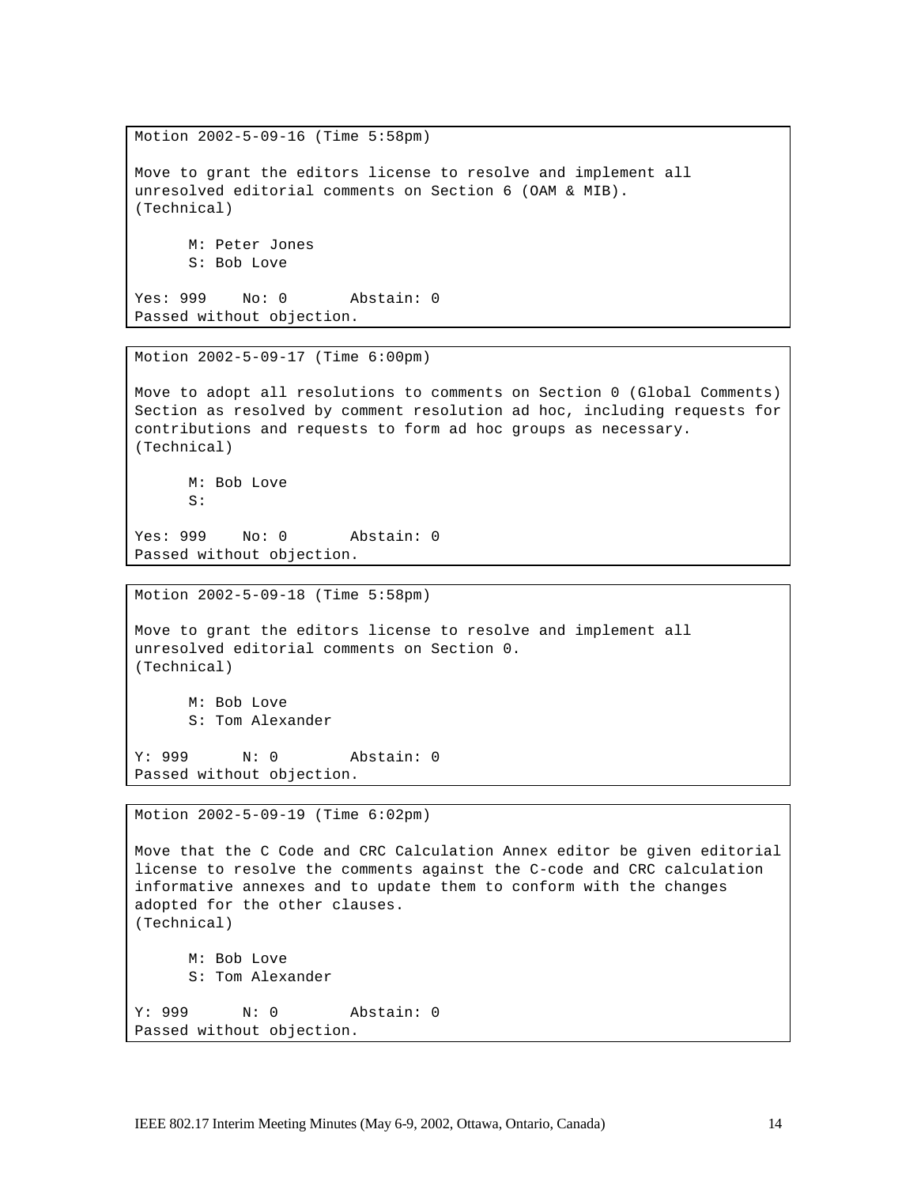```
Motion 2002-5-09-16 (Time 5:58pm)

Move to grant the editors license to resolve and implement all
unresolved editorial comments on Section 6 (OAM & MIB).
(Technical)

      M: Peter Jones
      S: Bob Love

Yes: 999    No: 0       Abstain: 0
Passed without objection.
```

```
Motion 2002-5-09-17 (Time 6:00pm)

Move to adopt all resolutions to comments on Section 0 (Global Comments)
Section as resolved by comment resolution ad hoc, including requests for
contributions and requests to form ad hoc groups as necessary.
(Technical)

      M: Bob Love
      S:

Yes: 999    No: 0       Abstain: 0
Passed without objection.
```

```
Motion 2002-5-09-18 (Time 5:58pm)

Move to grant the editors license to resolve and implement all
unresolved editorial comments on Section 0.
(Technical)

      M: Bob Love
      S: Tom Alexander

Y: 999      N: 0        Abstain: 0
Passed without objection.
```

```
Motion 2002-5-09-19 (Time 6:02pm)

Move that the C Code and CRC Calculation Annex editor be given editorial
license to resolve the comments against the C-code and CRC calculation
informative annexes and to update them to conform with the changes
adopted for the other clauses.
(Technical)

      M: Bob Love
      S: Tom Alexander

Y: 999      N: 0        Abstain: 0
Passed without objection.
```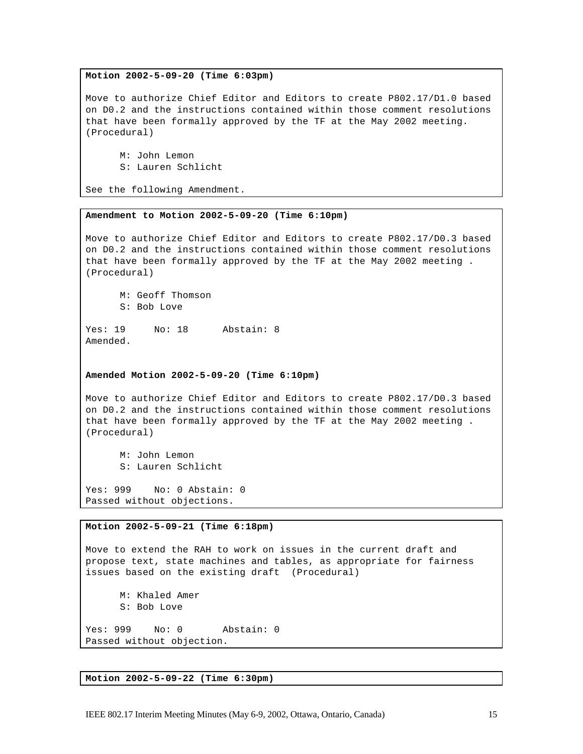**Motion 2002-5-09-20 (Time 6:03pm)**

Move to authorize Chief Editor and Editors to create P802.17/D1.0 based on D0.2 and the instructions contained within those comment resolutions that have been formally approved by the TF at the May 2002 meeting. (Procedural)

M: John Lemon
S: Lauren Schlicht

See the following Amendment.

**Amendment to Motion 2002-5-09-20 (Time 6:10pm)**

Move to authorize Chief Editor and Editors to create P802.17/D0.3 based on D0.2 and the instructions contained within those comment resolutions that have been formally approved by the TF at the May 2002 meeting . (Procedural)

M: Geoff Thomson
S: Bob Love

Yes: 19 No: 18 Abstain: 8
Amended.

**Amended Motion 2002-5-09-20 (Time 6:10pm)**

Move to authorize Chief Editor and Editors to create P802.17/D0.3 based on D0.2 and the instructions contained within those comment resolutions that have been formally approved by the TF at the May 2002 meeting . (Procedural)

M: John Lemon
S: Lauren Schlicht

Yes: 999 No: 0 Abstain: 0
Passed without objections.

**Motion 2002-5-09-21 (Time 6:18pm)**

Move to extend the RAH to work on issues in the current draft and propose text, state machines and tables, as appropriate for fairness issues based on the existing draft (Procedural)

M: Khaled Amer
S: Bob Love

Yes: 999 No: 0 Abstain: 0
Passed without objection.

**Motion 2002-5-09-22 (Time 6:30pm)**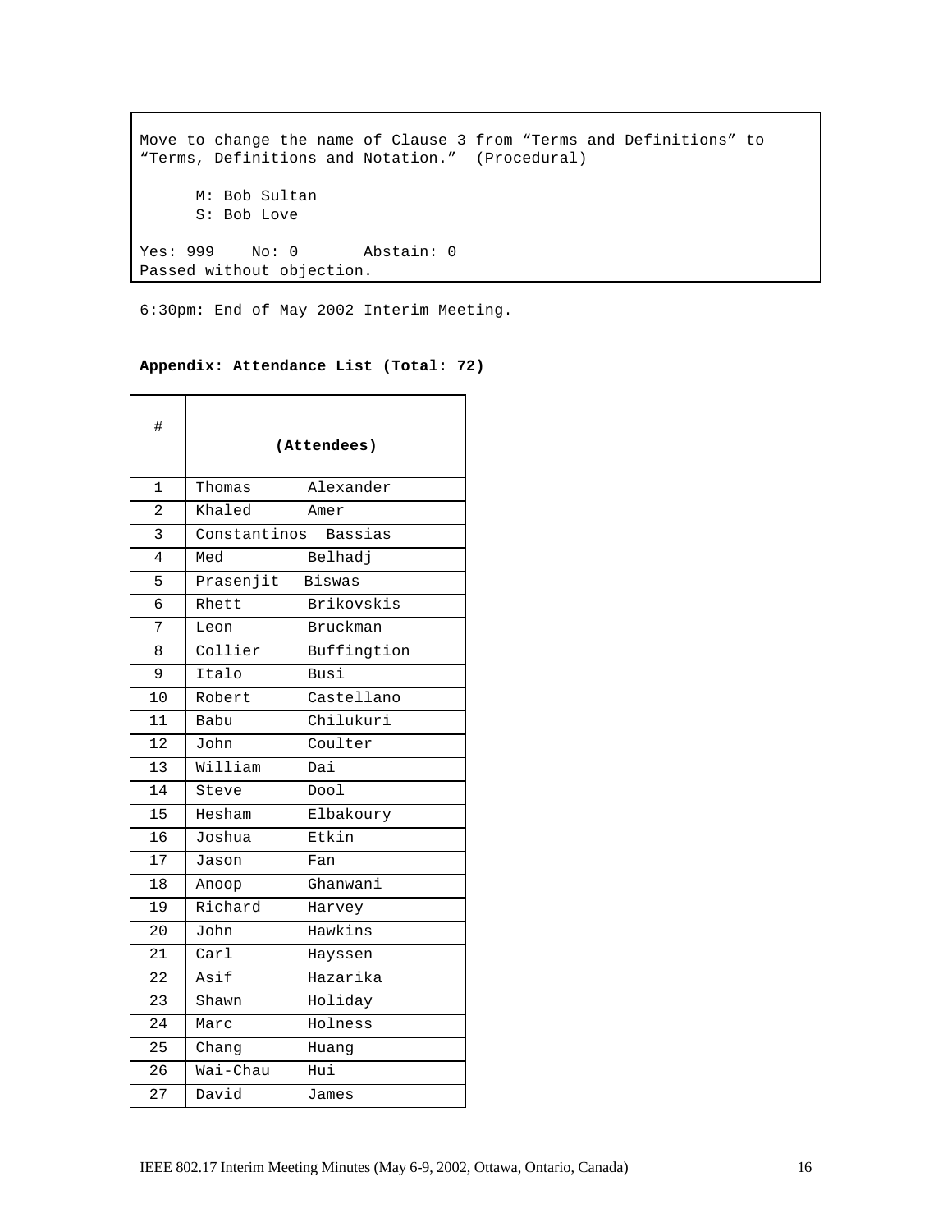Move to change the name of Clause 3 from "Terms and Definitions" to "Terms, Definitions and Notation." (Procedural)

M: Bob Sultan
S: Bob Love

Yes: 999 No: 0 Abstain: 0
Passed without objection.

6:30pm: End of May 2002 Interim Meeting.

**Appendix: Attendance List (Total: 72)**

| # | (Attendees) | |
|---|---|---|
| 1 | Thomas | Alexander |
| 2 | Khaled | Amer |
| 3 | Constantinos | Bassias |
| 4 | Med | Belhadj |
| 5 | Prasenjit | Biswas |
| 6 | Rhett | Brikovskis |
| 7 | Leon | Bruckman |
| 8 | Collier | Buffingtion |
| 9 | Italo | Busi |
| 10 | Robert | Castellano |
| 11 | Babu | Chilukuri |
| 12 | John | Coulter |
| 13 | William | Dai |
| 14 | Steve | Dool |
| 15 | Hesham | Elbakoury |
| 16 | Joshua | Etkin |
| 17 | Jason | Fan |
| 18 | Anoop | Ghanwani |
| 19 | Richard | Harvey |
| 20 | John | Hawkins |
| 21 | Carl | Hayssen |
| 22 | Asif | Hazarika |
| 23 | Shawn | Holiday |
| 24 | Marc | Holness |
| 25 | Chang | Huang |
| 26 | Wai-Chau | Hui |
| 27 | David | James |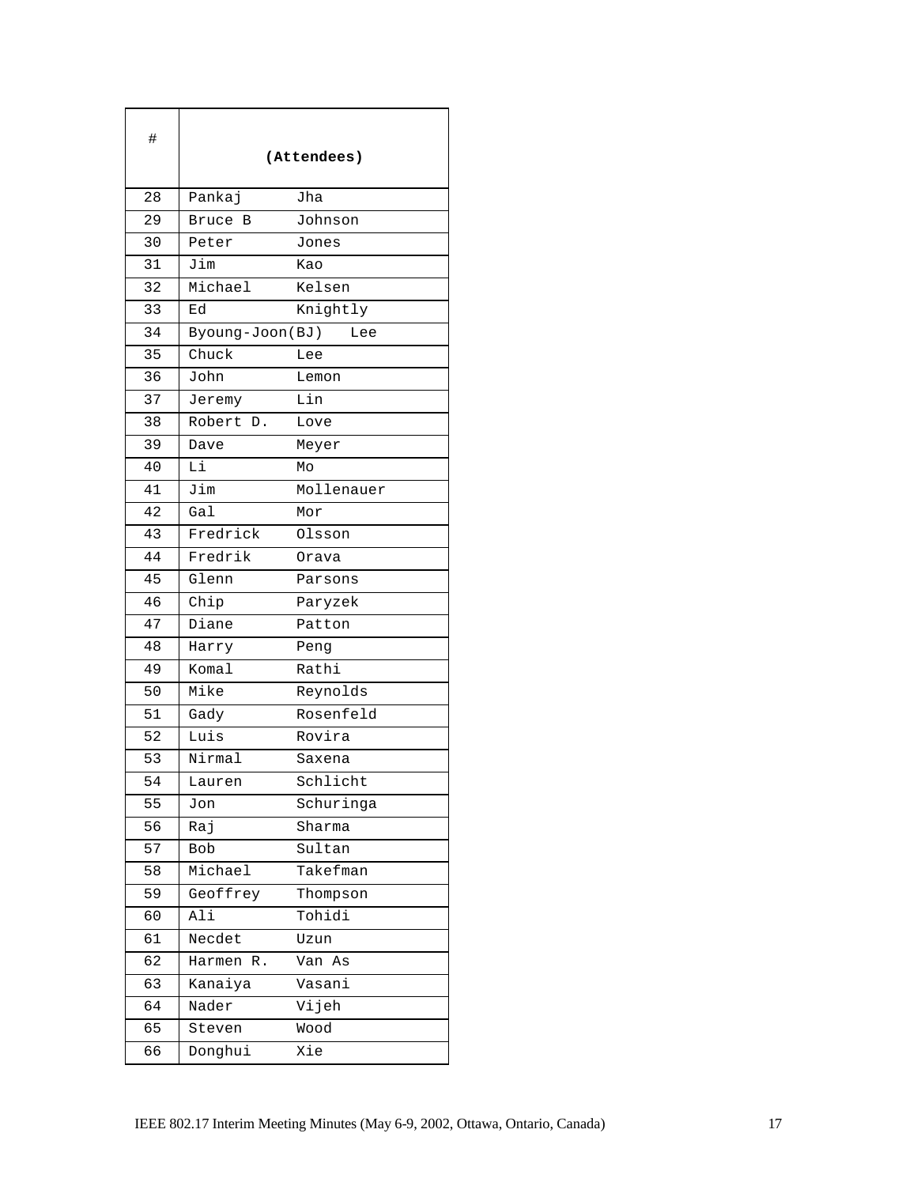| # | (Attendees) |
|---|---|
| 28 | Pankaj Jha |
| 29 | Bruce B Johnson |
| 30 | Peter Jones |
| 31 | Jim Kao |
| 32 | Michael Kelsen |
| 33 | Ed Knightly |
| 34 | Byoung-Joon(BJ) Lee |
| 35 | Chuck Lee |
| 36 | John Lemon |
| 37 | Jeremy Lin |
| 38 | Robert D. Love |
| 39 | Dave Meyer |
| 40 | Li Mo |
| 41 | Jim Mollenauer |
| 42 | Gal Mor |
| 43 | Fredrick Olsson |
| 44 | Fredrik Orava |
| 45 | Glenn Parsons |
| 46 | Chip Paryzek |
| 47 | Diane Patton |
| 48 | Harry Peng |
| 49 | Komal Rathi |
| 50 | Mike Reynolds |
| 51 | Gady Rosenfeld |
| 52 | Luis Rovira |
| 53 | Nirmal Saxena |
| 54 | Lauren Schlicht |
| 55 | Jon Schuringa |
| 56 | Raj Sharma |
| 57 | Bob Sultan |
| 58 | Michael Takefman |
| 59 | Geoffrey Thompson |
| 60 | Ali Tohidi |
| 61 | Necdet Uzun |
| 62 | Harmen R. Van As |
| 63 | Kanaiya Vasani |
| 64 | Nader Vijeh |
| 65 | Steven Wood |
| 66 | Donghui Xie |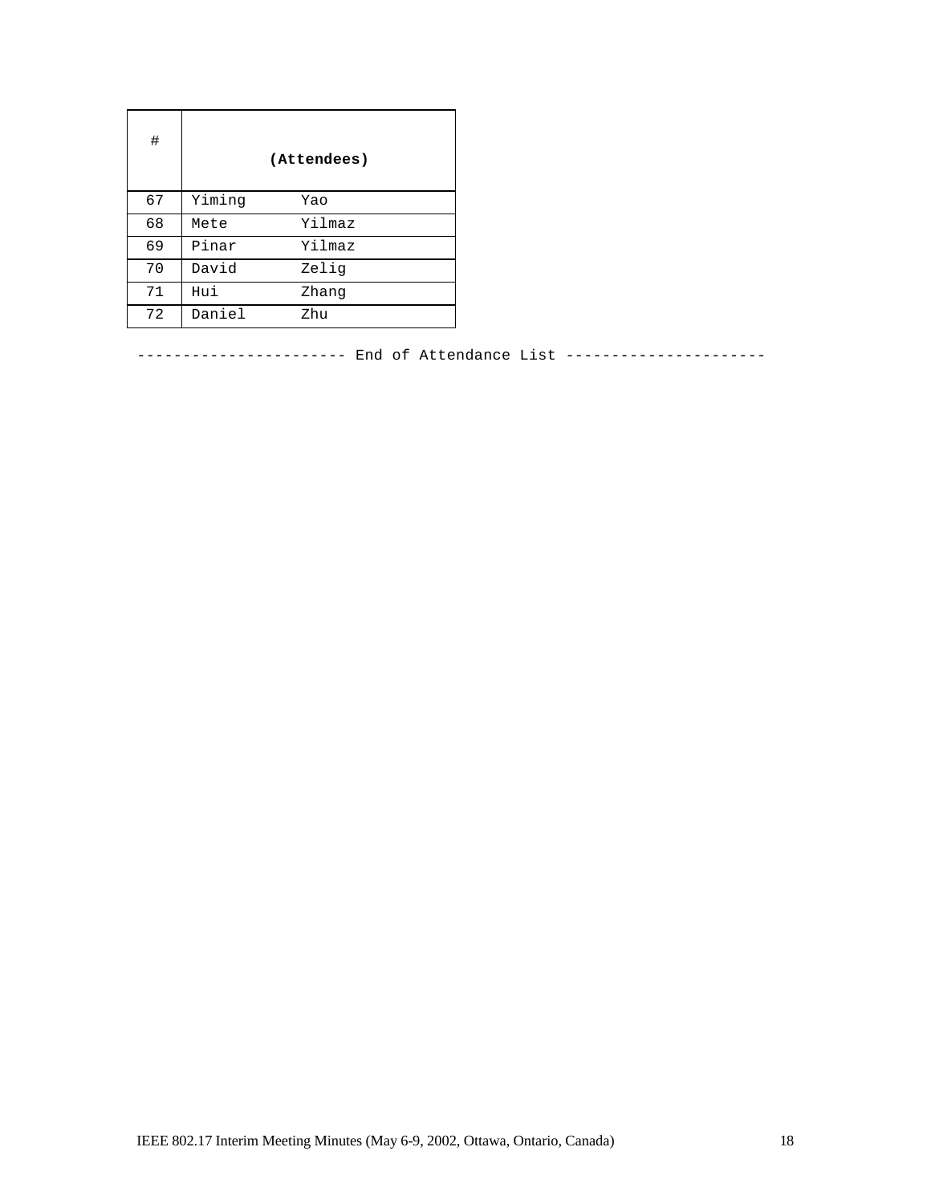| # | (Attendees) | |
|---|---|---|
| 67 | Yiming | Yao |
| 68 | Mete | Yilmaz |
| 69 | Pinar | Yilmaz |
| 70 | David | Zelig |
| 71 | Hui | Zhang |
| 72 | Daniel | Zhu |

----------------------- End of Attendance List ---------------------